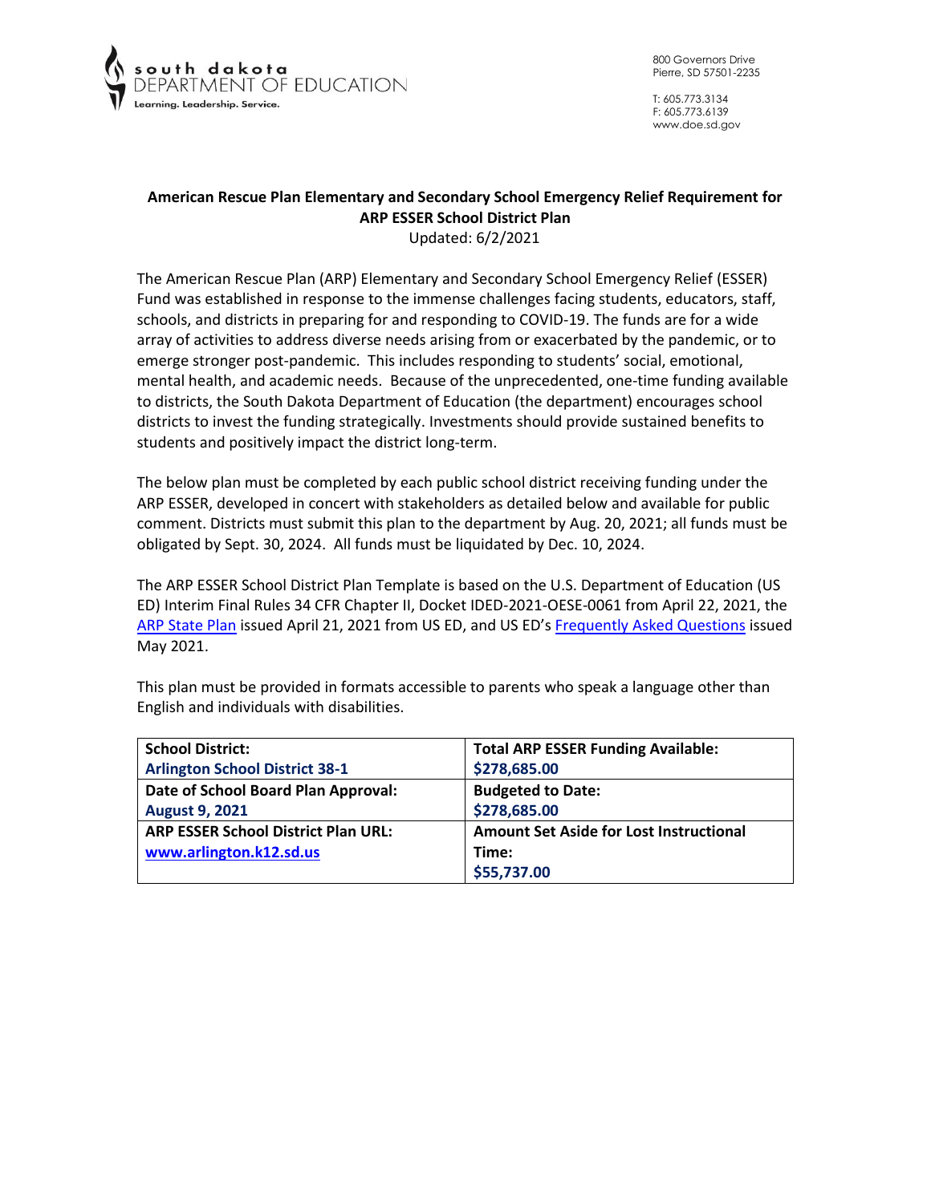south dakota
DEPARTMENT OF EDUCATION
Learning. Leadership. Service.

800 Governors Drive
Pierre, SD 57501-2235

T: 605.773.3134
F: 605.773.6139
www.doe.sd.gov

## American Rescue Plan Elementary and Secondary School Emergency Relief Requirement for ARP ESSER School District Plan

Updated: 6/2/2021

The American Rescue Plan (ARP) Elementary and Secondary School Emergency Relief (ESSER) Fund was established in response to the immense challenges facing students, educators, staff, schools, and districts in preparing for and responding to COVID-19. The funds are for a wide array of activities to address diverse needs arising from or exacerbated by the pandemic, or to emerge stronger post-pandemic. This includes responding to students' social, emotional, mental health, and academic needs. Because of the unprecedented, one-time funding available to districts, the South Dakota Department of Education (the department) encourages school districts to invest the funding strategically. Investments should provide sustained benefits to students and positively impact the district long-term.

The below plan must be completed by each public school district receiving funding under the ARP ESSER, developed in concert with stakeholders as detailed below and available for public comment. Districts must submit this plan to the department by Aug. 20, 2021; all funds must be obligated by Sept. 30, 2024. All funds must be liquidated by Dec. 10, 2024.

The ARP ESSER School District Plan Template is based on the U.S. Department of Education (US ED) Interim Final Rules 34 CFR Chapter II, Docket IDED-2021-OESE-0061 from April 22, 2021, the [ARP State Plan] issued April 21, 2021 from US ED, and US ED's [Frequently Asked Questions] issued May 2021.

This plan must be provided in formats accessible to parents who speak a language other than English and individuals with disabilities.

| **School District:** | **Total ARP ESSER Funding Available:** |
|---|---|
| **Arlington School District 38-1** | **$278,685.00** |
| **Date of School Board Plan Approval:** August 9, 2021 | **Budgeted to Date:** $278,685.00 |
| **ARP ESSER School District Plan URL:** www.arlington.k12.sd.us | **Amount Set Aside for Lost Instructional Time:** $55,737.00 |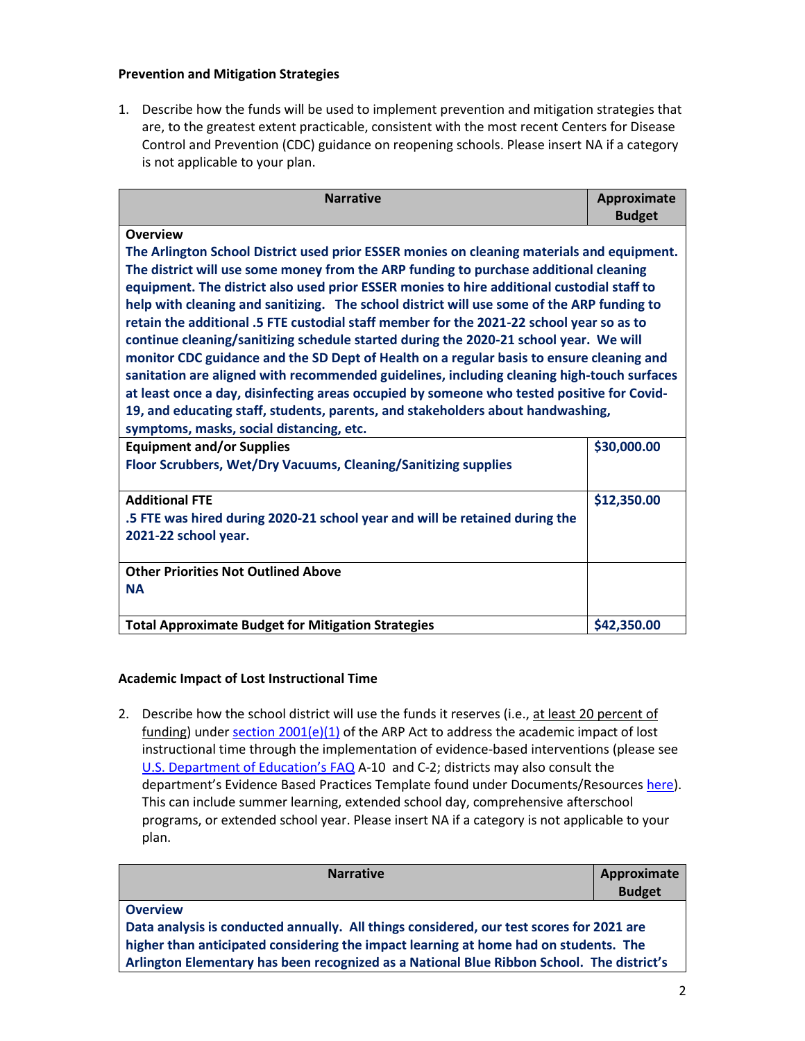**Prevention and Mitigation Strategies**

1. Describe how the funds will be used to implement prevention and mitigation strategies that are, to the greatest extent practicable, consistent with the most recent Centers for Disease Control and Prevention (CDC) guidance on reopening schools. Please insert NA if a category is not applicable to your plan.

| Narrative | Approximate Budget |
|---|---|
| **Overview**<br>**The Arlington School District used prior ESSER monies on cleaning materials and equipment. The district will use some money from the ARP funding to purchase additional cleaning equipment. The district also used prior ESSER monies to hire additional custodial staff to help with cleaning and sanitizing. The school district will use some of the ARP funding to retain the additional .5 FTE custodial staff member for the 2021-22 school year so as to continue cleaning/sanitizing schedule started during the 2020-21 school year. We will monitor CDC guidance and the SD Dept of Health on a regular basis to ensure cleaning and sanitation are aligned with recommended guidelines, including cleaning high-touch surfaces at least once a day, disinfecting areas occupied by someone who tested positive for Covid-19, and educating staff, students, parents, and stakeholders about handwashing, symptoms, masks, social distancing, etc.** | |
| **Equipment and/or Supplies**<br>**Floor Scrubbers, Wet/Dry Vacuums, Cleaning/Sanitizing supplies** | **$30,000.00** |
| **Additional FTE**<br>**.5 FTE was hired during 2020-21 school year and will be retained during the 2021-22 school year.** | **$12,350.00** |
| **Other Priorities Not Outlined Above**<br>**NA** | |
| **Total Approximate Budget for Mitigation Strategies** | **$42,350.00** |

**Academic Impact of Lost Instructional Time**

2. Describe how the school district will use the funds it reserves (i.e., at least 20 percent of funding) under section 2001(e)(1) of the ARP Act to address the academic impact of lost instructional time through the implementation of evidence-based interventions (please see U.S. Department of Education's FAQ A-10 and C-2; districts may also consult the department's Evidence Based Practices Template found under Documents/Resources here). This can include summer learning, extended school day, comprehensive afterschool programs, or extended school year. Please insert NA if a category is not applicable to your plan.

| Narrative | Approximate Budget |
|---|---|
| **Overview**<br>**Data analysis is conducted annually. All things considered, our test scores for 2021 are higher than anticipated considering the impact learning at home had on students. The Arlington Elementary has been recognized as a National Blue Ribbon School. The district's** | |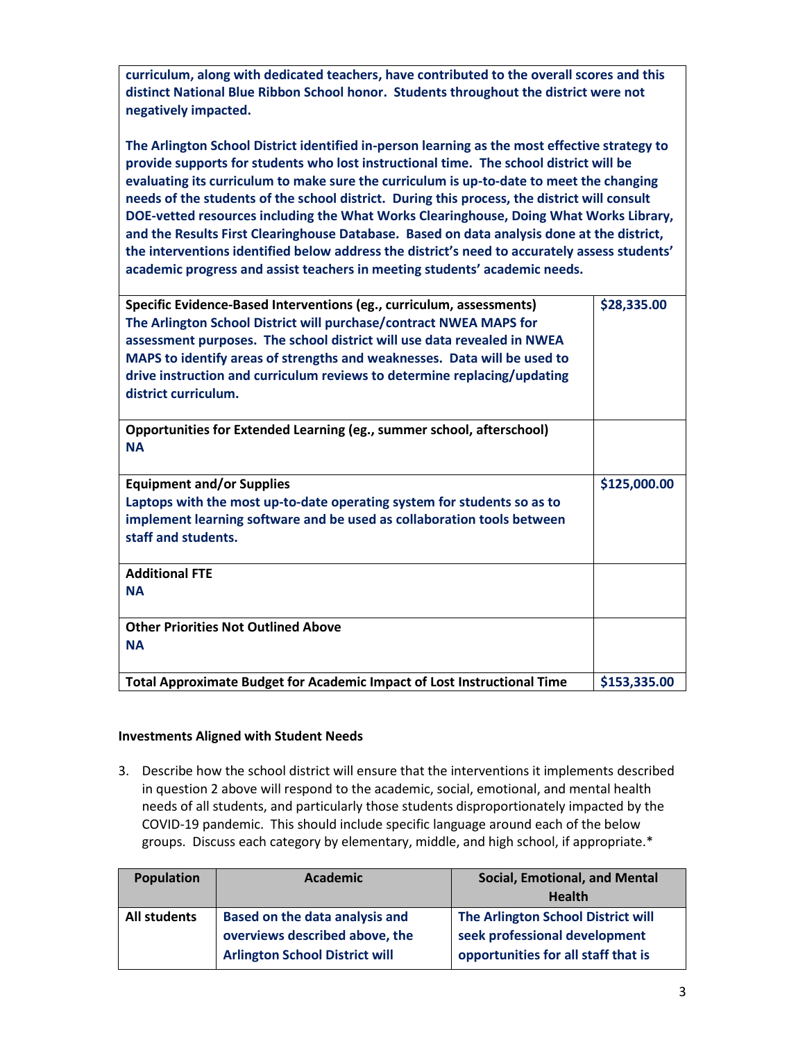| | |
|---|---|
| **curriculum, along with dedicated teachers, have contributed to the overall scores and this distinct National Blue Ribbon School honor. Students throughout the district were not negatively impacted.**<br><br>**The Arlington School District identified in-person learning as the most effective strategy to provide supports for students who lost instructional time. The school district will be evaluating its curriculum to make sure the curriculum is up-to-date to meet the changing needs of the students of the school district. During this process, the district will consult DOE-vetted resources including the What Works Clearinghouse, Doing What Works Library, and the Results First Clearinghouse Database. Based on data analysis done at the district, the interventions identified below address the district's need to accurately assess students' academic progress and assist teachers in meeting students' academic needs.** | |
| **Specific Evidence-Based Interventions (eg., curriculum, assessments)**<br>**The Arlington School District will purchase/contract NWEA MAPS for assessment purposes. The school district will use data revealed in NWEA MAPS to identify areas of strengths and weaknesses. Data will be used to drive instruction and curriculum reviews to determine replacing/updating district curriculum.** | **$28,335.00** |
| **Opportunities for Extended Learning (eg., summer school, afterschool)**<br>**NA** | |
| **Equipment and/or Supplies**<br>**Laptops with the most up-to-date operating system for students so as to implement learning software and be used as collaboration tools between staff and students.** | **$125,000.00** |
| **Additional FTE**<br>**NA** | |
| **Other Priorities Not Outlined Above**<br>**NA** | |
| **Total Approximate Budget for Academic Impact of Lost Instructional Time** | **$153,335.00** |

**Investments Aligned with Student Needs**

3. Describe how the school district will ensure that the interventions it implements described in question 2 above will respond to the academic, social, emotional, and mental health needs of all students, and particularly those students disproportionately impacted by the COVID-19 pandemic. This should include specific language around each of the below groups. Discuss each category by elementary, middle, and high school, if appropriate.*

| Population | Academic | Social, Emotional, and Mental Health |
|---|---|---|
| **All students** | **Based on the data analysis and overviews described above, the Arlington School District will** | **The Arlington School District will seek professional development opportunities for all staff that is** |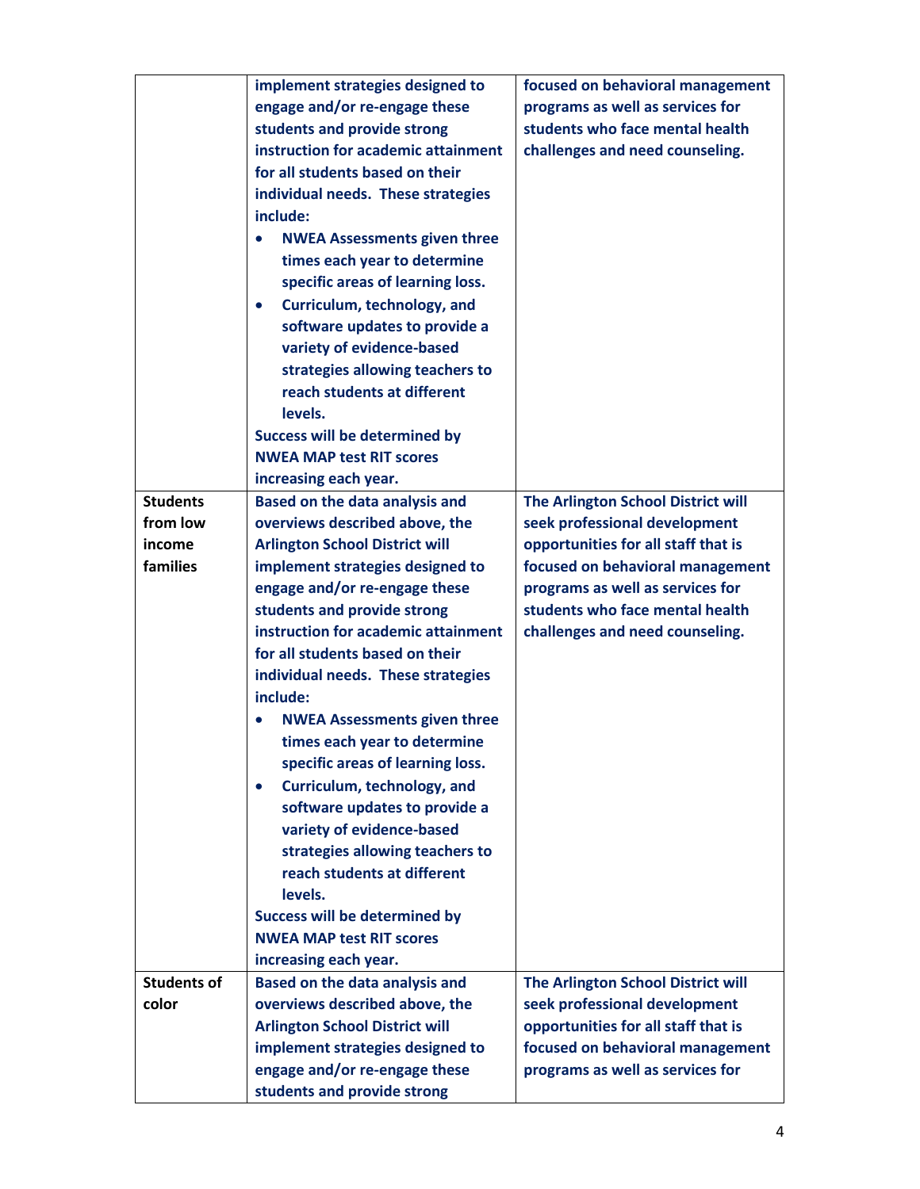| | | |
|---|---|---|
| | **implement strategies designed to engage and/or re-engage these students and provide strong instruction for academic attainment for all students based on their individual needs. These strategies include:**<br>• **NWEA Assessments given three times each year to determine specific areas of learning loss.**<br>• **Curriculum, technology, and software updates to provide a variety of evidence-based strategies allowing teachers to reach students at different levels.**<br>**Success will be determined by NWEA MAP test RIT scores increasing each year.** | **focused on behavioral management programs as well as services for students who face mental health challenges and need counseling.** |
| **Students from low income families** | **Based on the data analysis and overviews described above, the Arlington School District will implement strategies designed to engage and/or re-engage these students and provide strong instruction for academic attainment for all students based on their individual needs. These strategies include:**<br>• **NWEA Assessments given three times each year to determine specific areas of learning loss.**<br>• **Curriculum, technology, and software updates to provide a variety of evidence-based strategies allowing teachers to reach students at different levels.**<br>**Success will be determined by NWEA MAP test RIT scores increasing each year.** | **The Arlington School District will seek professional development opportunities for all staff that is focused on behavioral management programs as well as services for students who face mental health challenges and need counseling.** |
| **Students of color** | **Based on the data analysis and overviews described above, the Arlington School District will implement strategies designed to engage and/or re-engage these students and provide strong** | **The Arlington School District will seek professional development opportunities for all staff that is focused on behavioral management programs as well as services for** |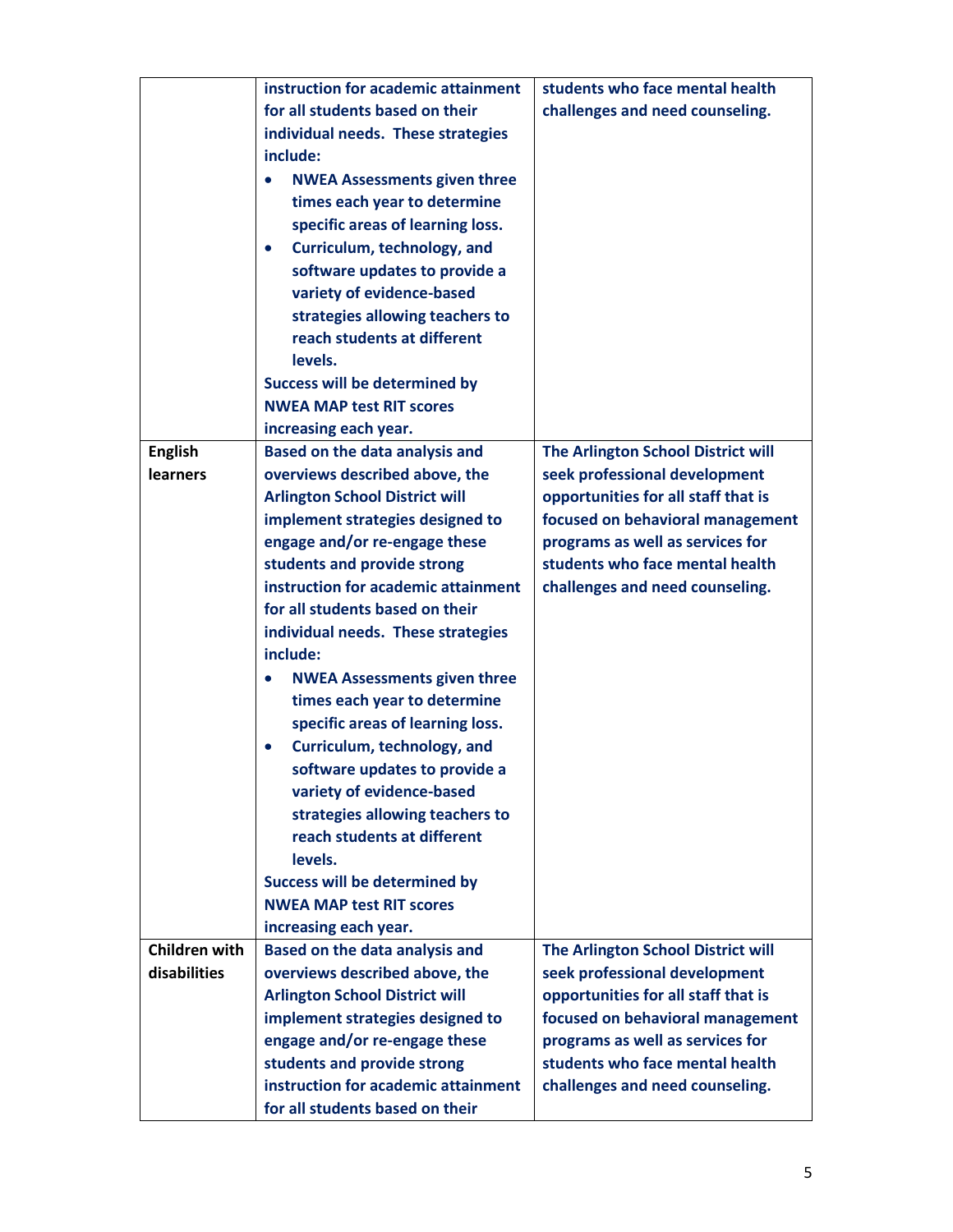| | | |
|---|---|---|
| | **instruction for academic attainment for all students based on their individual needs. These strategies include:**<br>• **NWEA Assessments given three times each year to determine specific areas of learning loss.**<br>• **Curriculum, technology, and software updates to provide a variety of evidence-based strategies allowing teachers to reach students at different levels.**<br>**Success will be determined by NWEA MAP test RIT scores increasing each year.** | **students who face mental health challenges and need counseling.** |
| **English learners** | **Based on the data analysis and overviews described above, the Arlington School District will implement strategies designed to engage and/or re-engage these students and provide strong instruction for academic attainment for all students based on their individual needs. These strategies include:**<br>• **NWEA Assessments given three times each year to determine specific areas of learning loss.**<br>• **Curriculum, technology, and software updates to provide a variety of evidence-based strategies allowing teachers to reach students at different levels.**<br>**Success will be determined by NWEA MAP test RIT scores increasing each year.** | **The Arlington School District will seek professional development opportunities for all staff that is focused on behavioral management programs as well as services for students who face mental health challenges and need counseling.** |
| **Children with disabilities** | **Based on the data analysis and overviews described above, the Arlington School District will implement strategies designed to engage and/or re-engage these students and provide strong instruction for academic attainment for all students based on their** | **The Arlington School District will seek professional development opportunities for all staff that is focused on behavioral management programs as well as services for students who face mental health challenges and need counseling.** |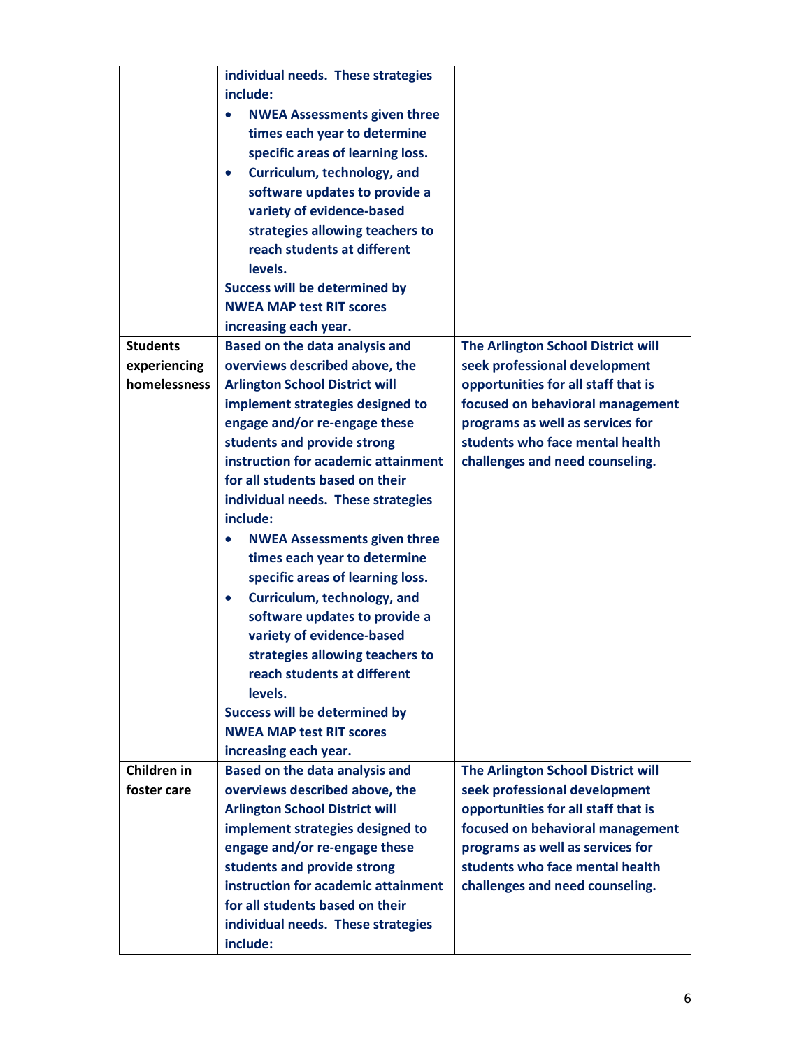| | | |
|---|---|---|
| | individual needs. These strategies include:<br>• NWEA Assessments given three times each year to determine specific areas of learning loss.<br>• Curriculum, technology, and software updates to provide a variety of evidence-based strategies allowing teachers to reach students at different levels.<br>Success will be determined by NWEA MAP test RIT scores increasing each year. | |
| **Students experiencing homelessness** | Based on the data analysis and overviews described above, the Arlington School District will implement strategies designed to engage and/or re-engage these students and provide strong instruction for academic attainment for all students based on their individual needs. These strategies include:<br>• NWEA Assessments given three times each year to determine specific areas of learning loss.<br>• Curriculum, technology, and software updates to provide a variety of evidence-based strategies allowing teachers to reach students at different levels.<br>Success will be determined by NWEA MAP test RIT scores increasing each year. | The Arlington School District will seek professional development opportunities for all staff that is focused on behavioral management programs as well as services for students who face mental health challenges and need counseling. |
| **Children in foster care** | Based on the data analysis and overviews described above, the Arlington School District will implement strategies designed to engage and/or re-engage these students and provide strong instruction for academic attainment for all students based on their individual needs. These strategies include: | The Arlington School District will seek professional development opportunities for all staff that is focused on behavioral management programs as well as services for students who face mental health challenges and need counseling. |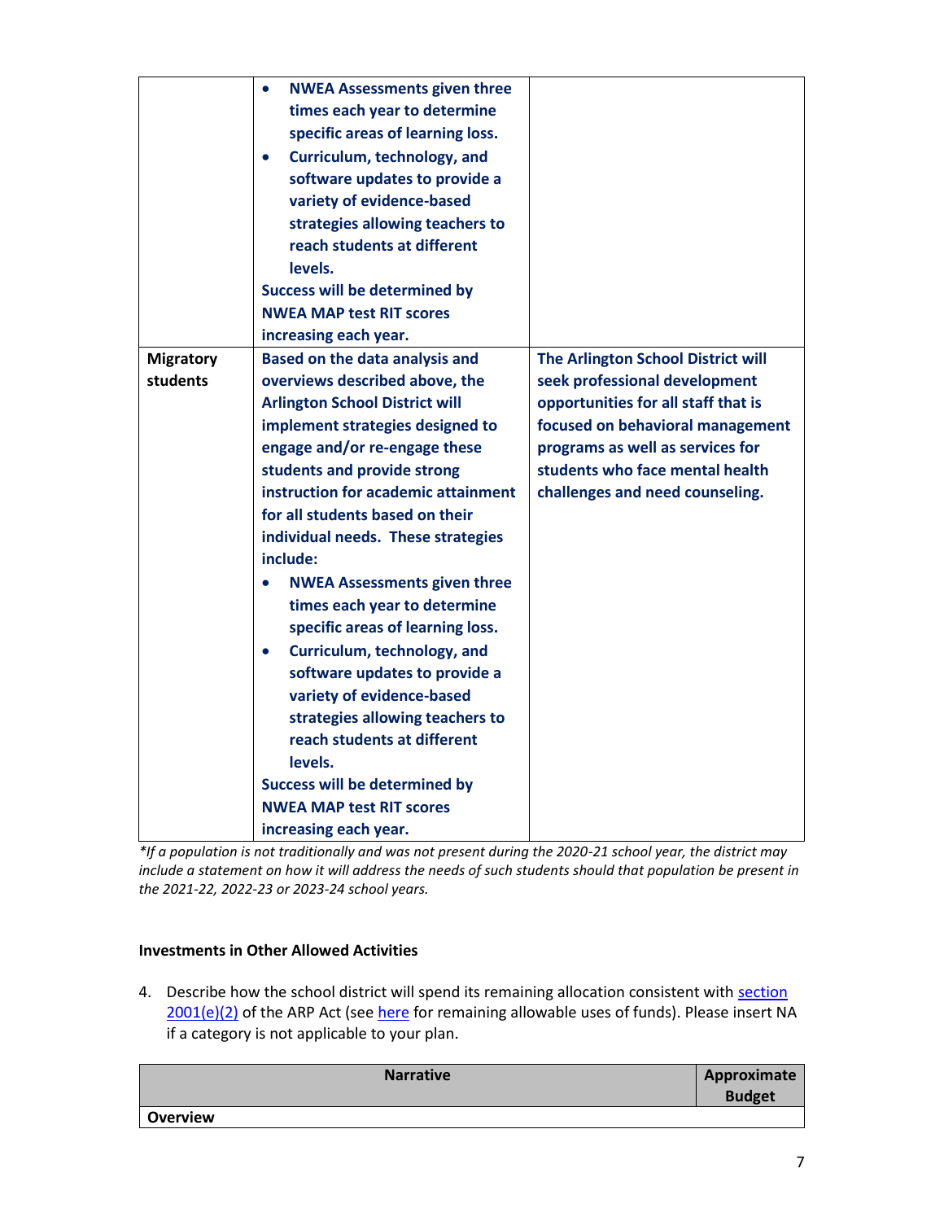| | | |
|---|---|---|
| | • NWEA Assessments given three times each year to determine specific areas of learning loss.<br>• Curriculum, technology, and software updates to provide a variety of evidence-based strategies allowing teachers to reach students at different levels.<br>Success will be determined by NWEA MAP test RIT scores increasing each year. | |
| **Migratory students** | Based on the data analysis and overviews described above, the Arlington School District will implement strategies designed to engage and/or re-engage these students and provide strong instruction for academic attainment for all students based on their individual needs. These strategies include:<br>• NWEA Assessments given three times each year to determine specific areas of learning loss.<br>• Curriculum, technology, and software updates to provide a variety of evidence-based strategies allowing teachers to reach students at different levels.<br>Success will be determined by NWEA MAP test RIT scores increasing each year. | The Arlington School District will seek professional development opportunities for all staff that is focused on behavioral management programs as well as services for students who face mental health challenges and need counseling. |

*\*If a population is not traditionally and was not present during the 2020-21 school year, the district may include a statement on how it will address the needs of such students should that population be present in the 2021-22, 2022-23 or 2023-24 school years.*

**Investments in Other Allowed Activities**

4. Describe how the school district will spend its remaining allocation consistent with section 2001(e)(2) of the ARP Act (see here for remaining allowable uses of funds). Please insert NA if a category is not applicable to your plan.

| Narrative | Approximate Budget |
|---|---|
| **Overview** | |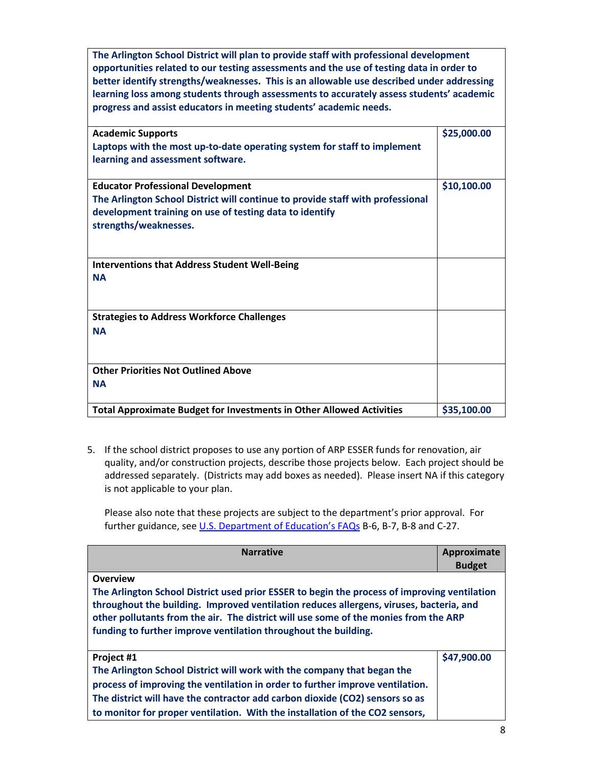| | |
|---|---|
| **The Arlington School District will plan to provide staff with professional development opportunities related to our testing assessments and the use of testing data in order to better identify strengths/weaknesses. This is an allowable use described under addressing learning loss among students through assessments to accurately assess students' academic progress and assist educators in meeting students' academic needs.** | |
| **Academic Supports**<br>**Laptops with the most up-to-date operating system for staff to implement learning and assessment software.** | **$25,000.00** |
| **Educator Professional Development**<br>**The Arlington School District will continue to provide staff with professional development training on use of testing data to identify strengths/weaknesses.** | **$10,100.00** |
| **Interventions that Address Student Well-Being**<br>**NA** | |
| **Strategies to Address Workforce Challenges**<br>**NA** | |
| **Other Priorities Not Outlined Above**<br>**NA** | |
| **Total Approximate Budget for Investments in Other Allowed Activities** | **$35,100.00** |

5. If the school district proposes to use any portion of ARP ESSER funds for renovation, air quality, and/or construction projects, describe those projects below. Each project should be addressed separately. (Districts may add boxes as needed). Please insert NA if this category is not applicable to your plan.

   Please also note that these projects are subject to the department's prior approval. For further guidance, see U.S. Department of Education's FAQs B-6, B-7, B-8 and C-27.

| Narrative | Approximate Budget |
|---|---|
| **Overview**<br>**The Arlington School District used prior ESSER to begin the process of improving ventilation throughout the building. Improved ventilation reduces allergens, viruses, bacteria, and other pollutants from the air. The district will use some of the monies from the ARP funding to further improve ventilation throughout the building.** | |
| **Project #1**<br>**The Arlington School District will work with the company that began the process of improving the ventilation in order to further improve ventilation. The district will have the contractor add carbon dioxide ($CO_2$) sensors so as to monitor for proper ventilation. With the installation of the $CO_2$ sensors,** | **$47,900.00** |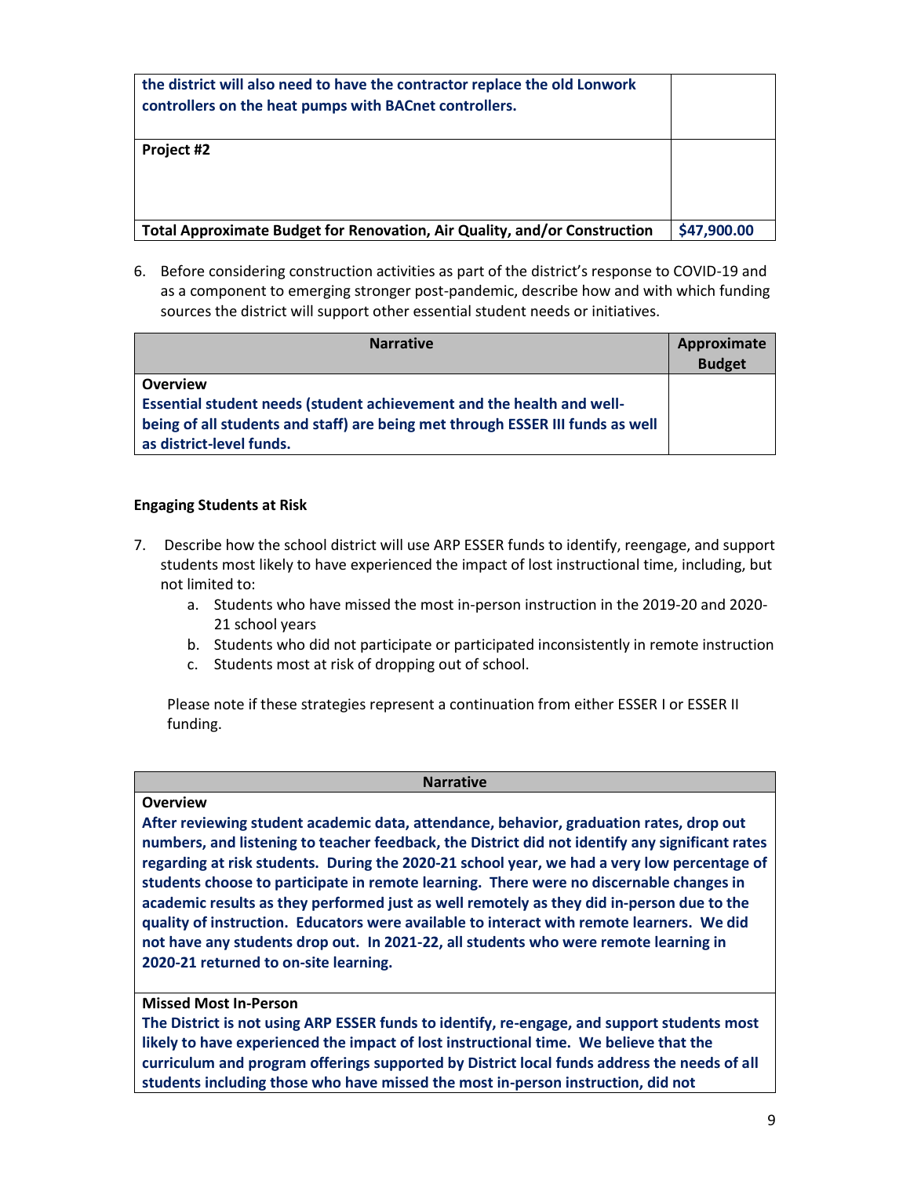| | |
|---|---|
| **the district will also need to have the contractor replace the old Lonwork controllers on the heat pumps with BACnet controllers.** | |
| **Project #2** | |
| **Total Approximate Budget for Renovation, Air Quality, and/or Construction** | **$47,900.00** |

6. Before considering construction activities as part of the district's response to COVID-19 and as a component to emerging stronger post-pandemic, describe how and with which funding sources the district will support other essential student needs or initiatives.

| Narrative | Approximate Budget |
|---|---|
| **Overview**<br>**Essential student needs (student achievement and the health and well-being of all students and staff) are being met through ESSER III funds as well as district-level funds.** | |

**Engaging Students at Risk**

7. Describe how the school district will use ARP ESSER funds to identify, reengage, and support students most likely to have experienced the impact of lost instructional time, including, but not limited to:
   a. Students who have missed the most in-person instruction in the 2019-20 and 2020-21 school years
   b. Students who did not participate or participated inconsistently in remote instruction
   c. Students most at risk of dropping out of school.

   Please note if these strategies represent a continuation from either ESSER I or ESSER II funding.

| Narrative |
|---|
| **Overview**<br>**After reviewing student academic data, attendance, behavior, graduation rates, drop out numbers, and listening to teacher feedback, the District did not identify any significant rates regarding at risk students. During the 2020-21 school year, we had a very low percentage of students choose to participate in remote learning. There were no discernable changes in academic results as they performed just as well remotely as they did in-person due to the quality of instruction. Educators were available to interact with remote learners. We did not have any students drop out. In 2021-22, all students who were remote learning in 2020-21 returned to on-site learning.** |
| **Missed Most In-Person**<br>**The District is not using ARP ESSER funds to identify, re-engage, and support students most likely to have experienced the impact of lost instructional time. We believe that the curriculum and program offerings supported by District local funds address the needs of all students including those who have missed the most in-person instruction, did not** |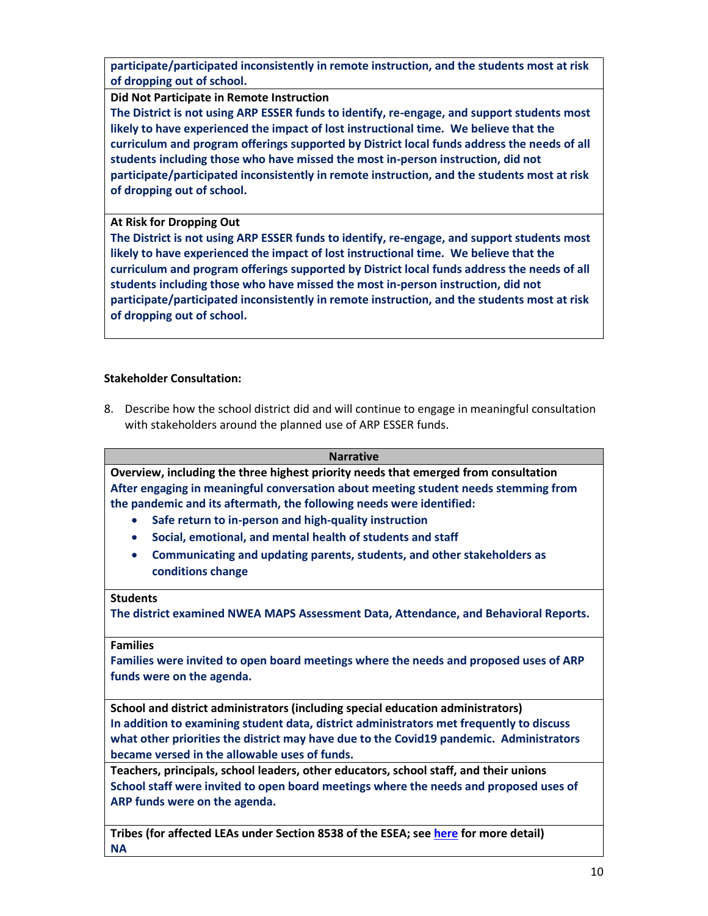**participate/participated inconsistently in remote instruction, and the students most at risk of dropping out of school.**

**Did Not Participate in Remote Instruction**

**The District is not using ARP ESSER funds to identify, re-engage, and support students most likely to have experienced the impact of lost instructional time. We believe that the curriculum and program offerings supported by District local funds address the needs of all students including those who have missed the most in-person instruction, did not participate/participated inconsistently in remote instruction, and the students most at risk of dropping out of school.**

**At Risk for Dropping Out**

**The District is not using ARP ESSER funds to identify, re-engage, and support students most likely to have experienced the impact of lost instructional time. We believe that the curriculum and program offerings supported by District local funds address the needs of all students including those who have missed the most in-person instruction, did not participate/participated inconsistently in remote instruction, and the students most at risk of dropping out of school.**

**Stakeholder Consultation:**

8. Describe how the school district did and will continue to engage in meaningful consultation with stakeholders around the planned use of ARP ESSER funds.

| Narrative |
|---|
| **Overview, including the three highest priority needs that emerged from consultation**<br>**After engaging in meaningful conversation about meeting student needs stemming from the pandemic and its aftermath, the following needs were identified:**<br>• **Safe return to in-person and high-quality instruction**<br>• **Social, emotional, and mental health of students and staff**<br>• **Communicating and updating parents, students, and other stakeholders as conditions change** |
| **Students**<br>**The district examined NWEA MAPS Assessment Data, Attendance, and Behavioral Reports.** |
| **Families**<br>**Families were invited to open board meetings where the needs and proposed uses of ARP funds were on the agenda.** |
| **School and district administrators (including special education administrators)**<br>**In addition to examining student data, district administrators met frequently to discuss what other priorities the district may have due to the Covid19 pandemic. Administrators became versed in the allowable uses of funds.** |
| **Teachers, principals, school leaders, other educators, school staff, and their unions**<br>**School staff were invited to open board meetings where the needs and proposed uses of ARP funds were on the agenda.** |
| **Tribes (for affected LEAs under Section 8538 of the ESEA; see here for more detail)**<br>**NA** |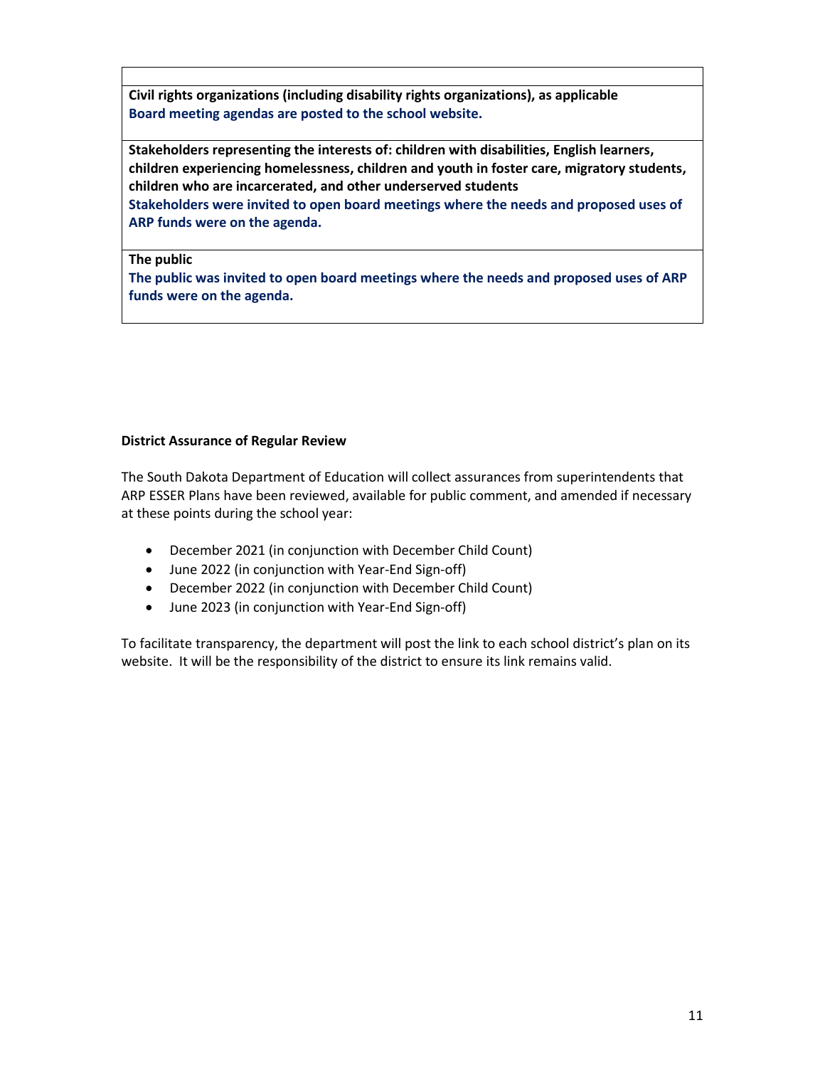| |
|---|
| **Civil rights organizations (including disability rights organizations), as applicable**<br>**Board meeting agendas are posted to the school website.** |
| **Stakeholders representing the interests of: children with disabilities, English learners, children experiencing homelessness, children and youth in foster care, migratory students, children who are incarcerated, and other underserved students**<br>**Stakeholders were invited to open board meetings where the needs and proposed uses of ARP funds were on the agenda.** |
| **The public**<br>**The public was invited to open board meetings where the needs and proposed uses of ARP funds were on the agenda.** |

**District Assurance of Regular Review**

The South Dakota Department of Education will collect assurances from superintendents that ARP ESSER Plans have been reviewed, available for public comment, and amended if necessary at these points during the school year:

- December 2021 (in conjunction with December Child Count)
- June 2022 (in conjunction with Year-End Sign-off)
- December 2022 (in conjunction with December Child Count)
- June 2023 (in conjunction with Year-End Sign-off)

To facilitate transparency, the department will post the link to each school district's plan on its website. It will be the responsibility of the district to ensure its link remains valid.